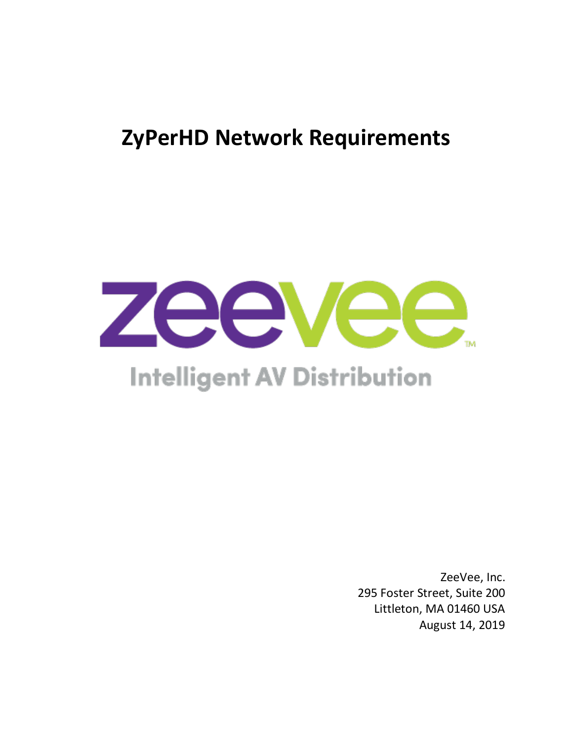# ZyPerHD Network Requirements

zeevee™

Intelligent AV Distribution

ZeeVee, Inc.
295 Foster Street, Suite 200
Littleton, MA 01460 USA
August 14, 2019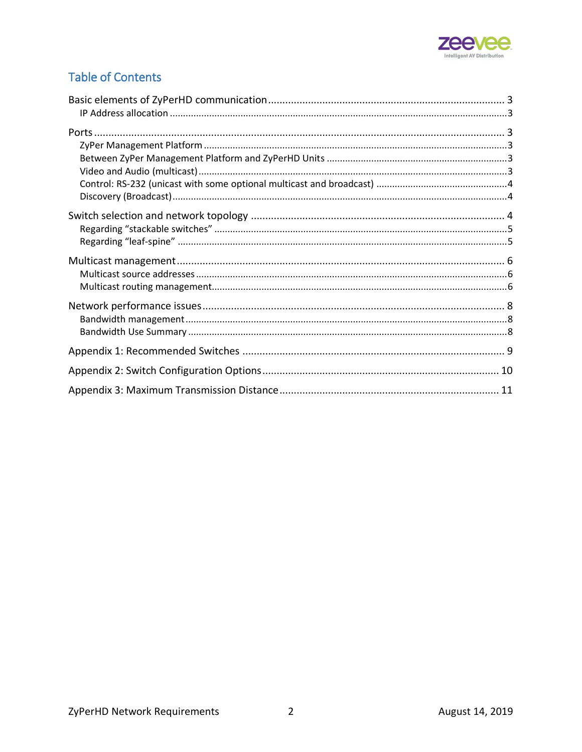## Table of Contents

- Basic elements of ZyPerHD communication ........ 3
  - IP Address allocation ........ 3
- Ports ........ 3
  - ZyPer Management Platform ........ 3
  - Between ZyPer Management Platform and ZyPerHD Units ........ 3
  - Video and Audio (multicast) ........ 3
  - Control: RS-232 (unicast with some optional multicast and broadcast) ........ 4
  - Discovery (Broadcast) ........ 4
- Switch selection and network topology ........ 4
  - Regarding “stackable switches” ........ 5
  - Regarding “leaf-spine” ........ 5
- Multicast management ........ 6
  - Multicast source addresses ........ 6
  - Multicast routing management ........ 6
- Network performance issues ........ 8
  - Bandwidth management ........ 8
  - Bandwidth Use Summary ........ 8
- Appendix 1: Recommended Switches ........ 9
- Appendix 2: Switch Configuration Options ........ 10
- Appendix 3: Maximum Transmission Distance ........ 11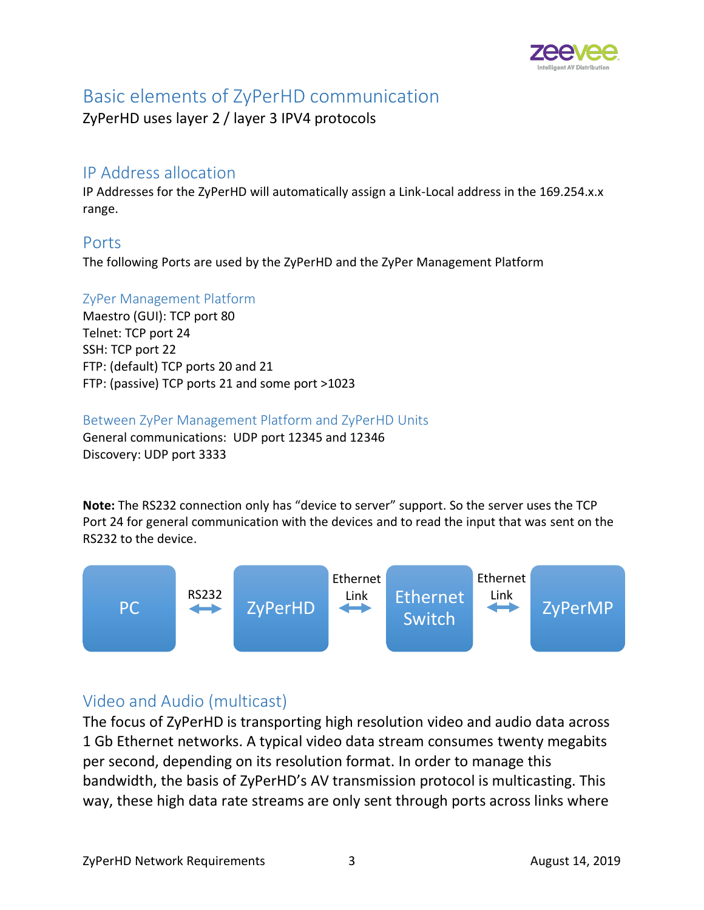# Basic elements of ZyPerHD communication

ZyPerHD uses layer 2 / layer 3 IPV4 protocols

## IP Address allocation

IP Addresses for the ZyPerHD will automatically assign a Link-Local address in the 169.254.x.x range.

## Ports

The following Ports are used by the ZyPerHD and the ZyPer Management Platform

### ZyPer Management Platform

Maestro (GUI): TCP port 80
Telnet: TCP port 24
SSH: TCP port 22
FTP: (default) TCP ports 20 and 21
FTP: (passive) TCP ports 21 and some port >1023

### Between ZyPer Management Platform and ZyPerHD Units

General communications: UDP port 12345 and 12346
Discovery: UDP port 3333

**Note:** The RS232 connection only has "device to server" support. So the server uses the TCP Port 24 for general communication with the devices and to read the input that was sent on the RS232 to the device.

PC ⟷ (RS232) ⟷ ZyPerHD ⟷ (Ethernet Link) ⟷ Ethernet Switch ⟷ (Ethernet Link) ⟷ ZyPerMP

## Video and Audio (multicast)

The focus of ZyPerHD is transporting high resolution video and audio data across 1 Gb Ethernet networks. A typical video data stream consumes twenty megabits per second, depending on its resolution format. In order to manage this bandwidth, the basis of ZyPerHD's AV transmission protocol is multicasting. This way, these high data rate streams are only sent through ports across links where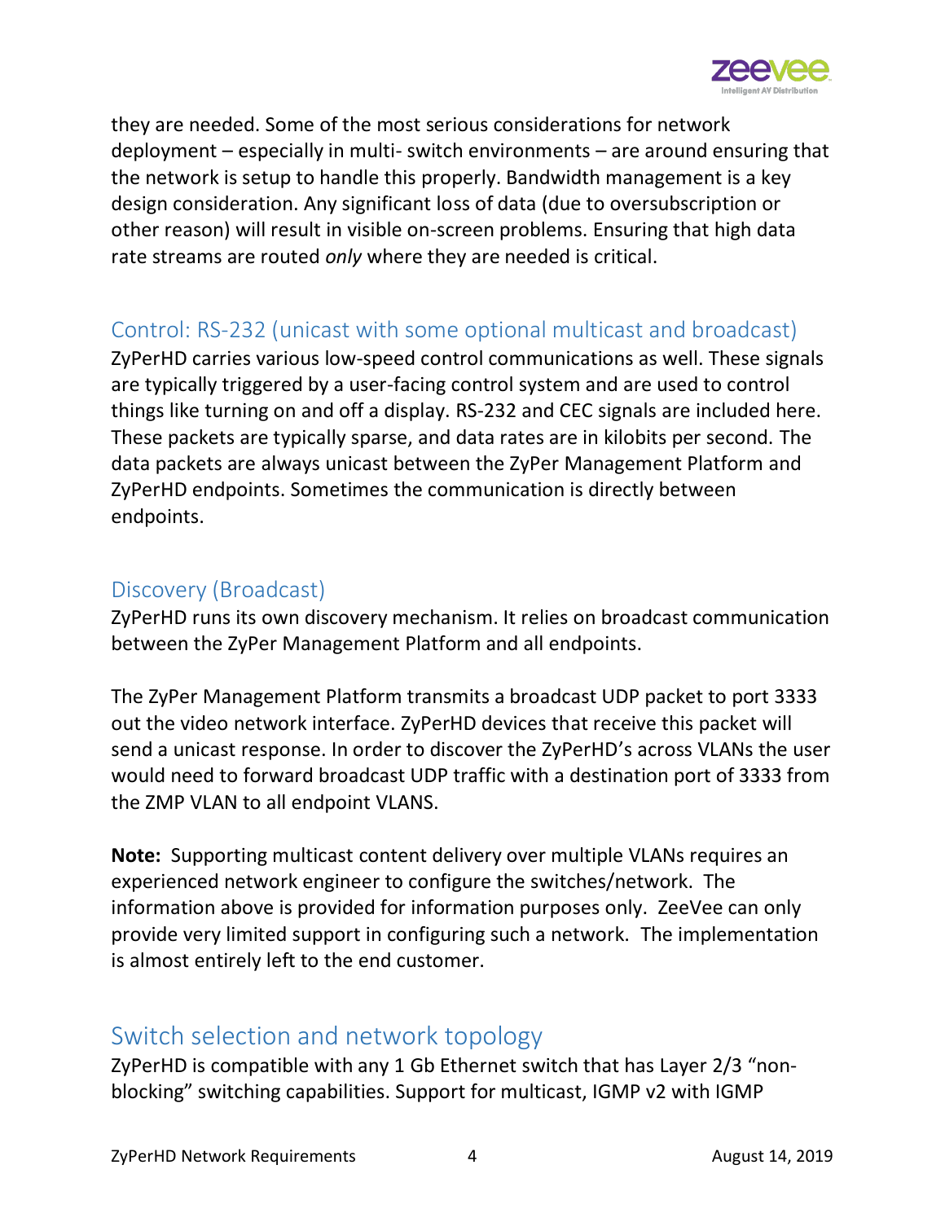they are needed. Some of the most serious considerations for network deployment – especially in multi- switch environments – are around ensuring that the network is setup to handle this properly. Bandwidth management is a key design consideration. Any significant loss of data (due to oversubscription or other reason) will result in visible on-screen problems. Ensuring that high data rate streams are routed *only* where they are needed is critical.

## Control: RS-232 (unicast with some optional multicast and broadcast)

ZyPerHD carries various low-speed control communications as well. These signals are typically triggered by a user-facing control system and are used to control things like turning on and off a display. RS-232 and CEC signals are included here. These packets are typically sparse, and data rates are in kilobits per second. The data packets are always unicast between the ZyPer Management Platform and ZyPerHD endpoints. Sometimes the communication is directly between endpoints.

## Discovery (Broadcast)

ZyPerHD runs its own discovery mechanism. It relies on broadcast communication between the ZyPer Management Platform and all endpoints.

The ZyPer Management Platform transmits a broadcast UDP packet to port 3333 out the video network interface. ZyPerHD devices that receive this packet will send a unicast response. In order to discover the ZyPerHD's across VLANs the user would need to forward broadcast UDP traffic with a destination port of 3333 from the ZMP VLAN to all endpoint VLANS.

**Note:** Supporting multicast content delivery over multiple VLANs requires an experienced network engineer to configure the switches/network. The information above is provided for information purposes only. ZeeVee can only provide very limited support in configuring such a network. The implementation is almost entirely left to the end customer.

# Switch selection and network topology

ZyPerHD is compatible with any 1 Gb Ethernet switch that has Layer 2/3 "non-blocking" switching capabilities. Support for multicast, IGMP v2 with IGMP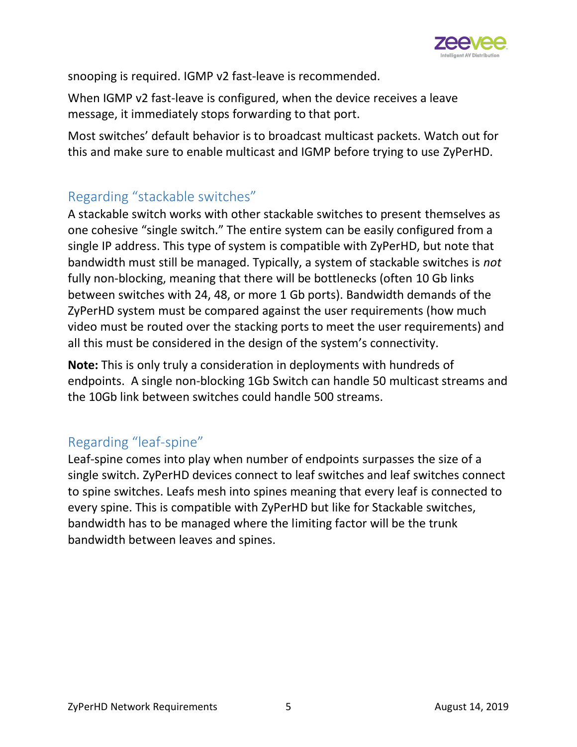snooping is required. IGMP v2 fast-leave is recommended.

When IGMP v2 fast-leave is configured, when the device receives a leave message, it immediately stops forwarding to that port.

Most switches' default behavior is to broadcast multicast packets. Watch out for this and make sure to enable multicast and IGMP before trying to use ZyPerHD.

## Regarding "stackable switches"

A stackable switch works with other stackable switches to present themselves as one cohesive "single switch." The entire system can be easily configured from a single IP address. This type of system is compatible with ZyPerHD, but note that bandwidth must still be managed. Typically, a system of stackable switches is *not* fully non-blocking, meaning that there will be bottlenecks (often 10 Gb links between switches with 24, 48, or more 1 Gb ports). Bandwidth demands of the ZyPerHD system must be compared against the user requirements (how much video must be routed over the stacking ports to meet the user requirements) and all this must be considered in the design of the system's connectivity.

**Note:** This is only truly a consideration in deployments with hundreds of endpoints. A single non-blocking 1Gb Switch can handle 50 multicast streams and the 10Gb link between switches could handle 500 streams.

## Regarding "leaf-spine"

Leaf-spine comes into play when number of endpoints surpasses the size of a single switch. ZyPerHD devices connect to leaf switches and leaf switches connect to spine switches. Leafs mesh into spines meaning that every leaf is connected to every spine. This is compatible with ZyPerHD but like for Stackable switches, bandwidth has to be managed where the limiting factor will be the trunk bandwidth between leaves and spines.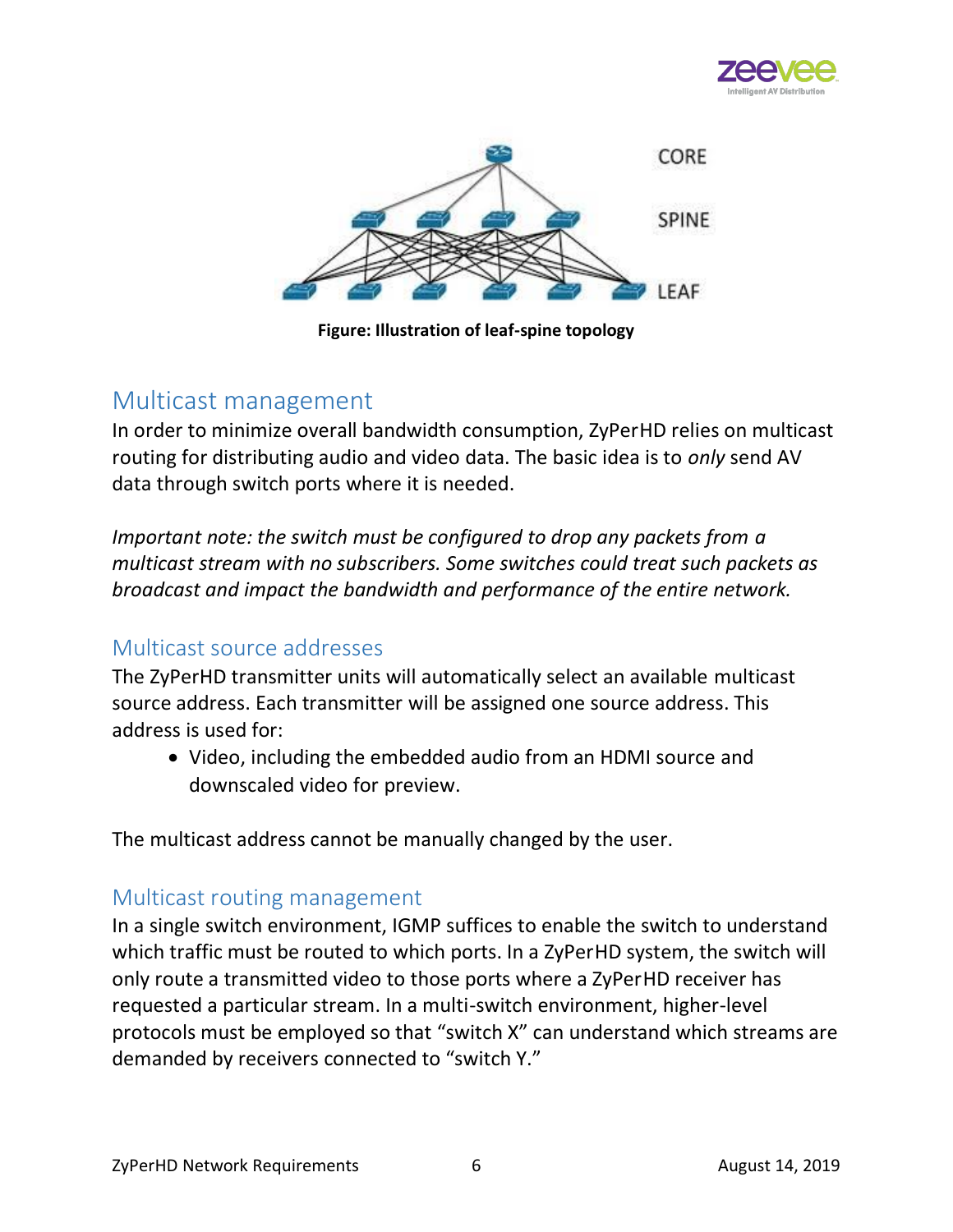Figure: Illustration of leaf-spine topology

## Multicast management

In order to minimize overall bandwidth consumption, ZyPerHD relies on multicast routing for distributing audio and video data. The basic idea is to *only* send AV data through switch ports where it is needed.

*Important note: the switch must be configured to drop any packets from a multicast stream with no subscribers. Some switches could treat such packets as broadcast and impact the bandwidth and performance of the entire network.*

### Multicast source addresses

The ZyPerHD transmitter units will automatically select an available multicast source address. Each transmitter will be assigned one source address. This address is used for:

- Video, including the embedded audio from an HDMI source and downscaled video for preview.

The multicast address cannot be manually changed by the user.

### Multicast routing management

In a single switch environment, IGMP suffices to enable the switch to understand which traffic must be routed to which ports. In a ZyPerHD system, the switch will only route a transmitted video to those ports where a ZyPerHD receiver has requested a particular stream. In a multi-switch environment, higher-level protocols must be employed so that "switch X" can understand which streams are demanded by receivers connected to "switch Y."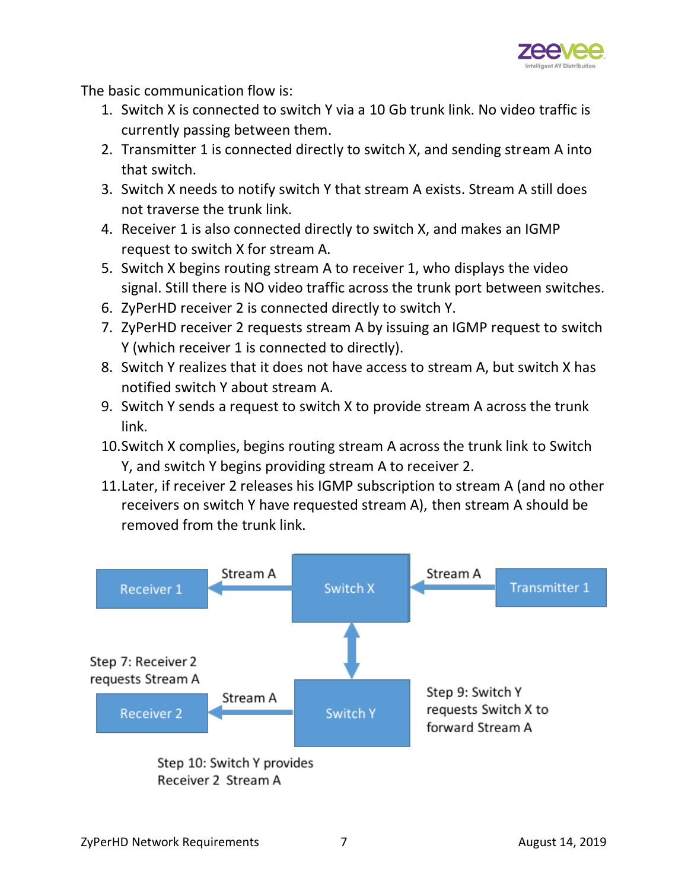The basic communication flow is:

1. Switch X is connected to switch Y via a 10 Gb trunk link. No video traffic is currently passing between them.
2. Transmitter 1 is connected directly to switch X, and sending stream A into that switch.
3. Switch X needs to notify switch Y that stream A exists. Stream A still does not traverse the trunk link.
4. Receiver 1 is also connected directly to switch X, and makes an IGMP request to switch X for stream A.
5. Switch X begins routing stream A to receiver 1, who displays the video signal. Still there is NO video traffic across the trunk port between switches.
6. ZyPerHD receiver 2 is connected directly to switch Y.
7. ZyPerHD receiver 2 requests stream A by issuing an IGMP request to switch Y (which receiver 1 is connected to directly).
8. Switch Y realizes that it does not have access to stream A, but switch X has notified switch Y about stream A.
9. Switch Y sends a request to switch X to provide stream A across the trunk link.
10. Switch X complies, begins routing stream A across the trunk link to Switch Y, and switch Y begins providing stream A to receiver 2.
11. Later, if receiver 2 releases his IGMP subscription to stream A (and no other receivers on switch Y have requested stream A), then stream A should be removed from the trunk link.

Receiver 1 ← Stream A ← Switch X ← Stream A ← Transmitter 1

Switch X ↕ Switch Y

Step 7: Receiver 2 requests Stream A

Receiver 2 ← Stream A ← Switch Y

Step 9: Switch Y requests Switch X to forward Stream A

Step 10: Switch Y provides Receiver 2 Stream A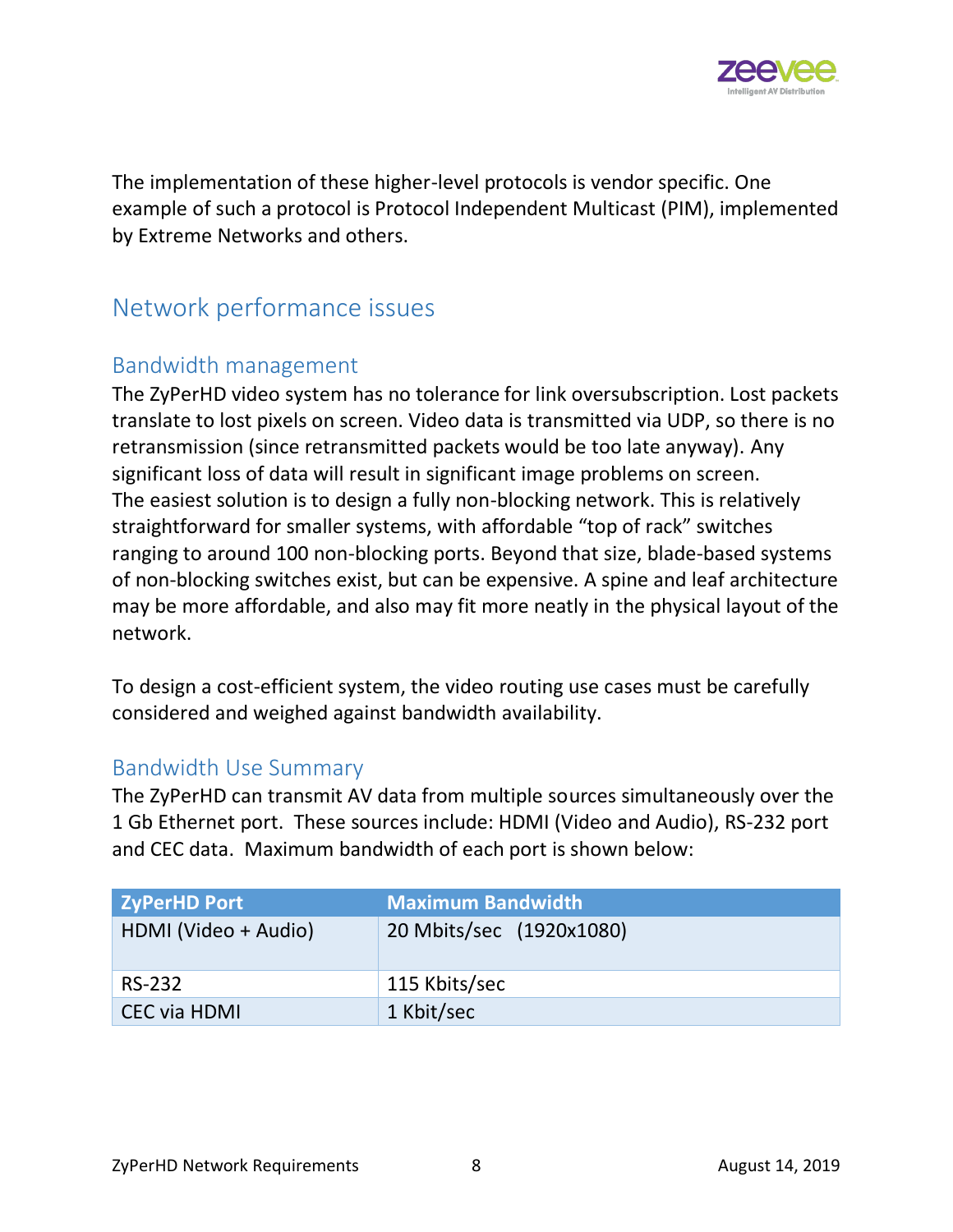The implementation of these higher-level protocols is vendor specific. One example of such a protocol is Protocol Independent Multicast (PIM), implemented by Extreme Networks and others.

## Network performance issues

### Bandwidth management

The ZyPerHD video system has no tolerance for link oversubscription. Lost packets translate to lost pixels on screen. Video data is transmitted via UDP, so there is no retransmission (since retransmitted packets would be too late anyway). Any significant loss of data will result in significant image problems on screen. The easiest solution is to design a fully non-blocking network. This is relatively straightforward for smaller systems, with affordable "top of rack" switches ranging to around 100 non-blocking ports. Beyond that size, blade-based systems of non-blocking switches exist, but can be expensive. A spine and leaf architecture may be more affordable, and also may fit more neatly in the physical layout of the network.

To design a cost-efficient system, the video routing use cases must be carefully considered and weighed against bandwidth availability.

### Bandwidth Use Summary

The ZyPerHD can transmit AV data from multiple sources simultaneously over the 1 Gb Ethernet port. These sources include: HDMI (Video and Audio), RS-232 port and CEC data. Maximum bandwidth of each port is shown below:

| ZyPerHD Port | Maximum Bandwidth |
|---|---|
| HDMI (Video + Audio) | 20 Mbits/sec (1920x1080) |
| RS-232 | 115 Kbits/sec |
| CEC via HDMI | 1 Kbit/sec |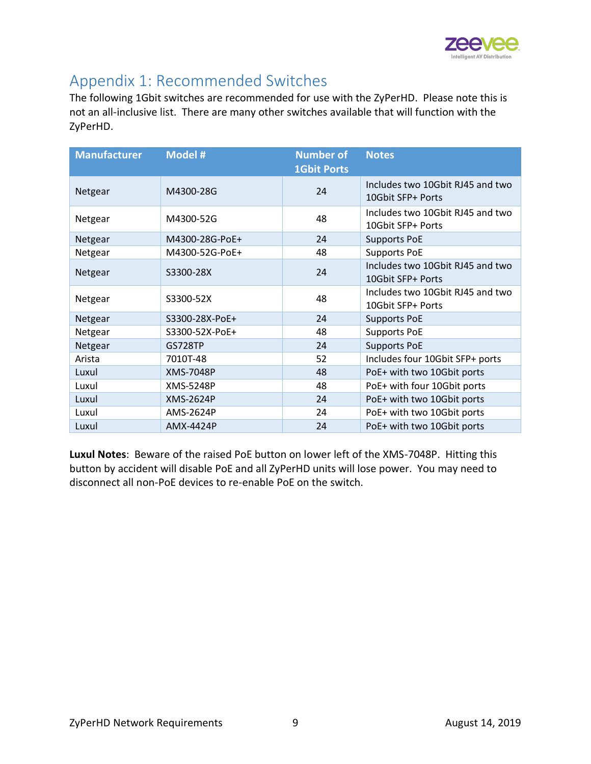## Appendix 1: Recommended Switches

The following 1Gbit switches are recommended for use with the ZyPerHD. Please note this is not an all-inclusive list. There are many other switches available that will function with the ZyPerHD.

| Manufacturer | Model # | Number of 1Gbit Ports | Notes |
|---|---|---|---|
| Netgear | M4300-28G | 24 | Includes two 10Gbit RJ45 and two 10Gbit SFP+ Ports |
| Netgear | M4300-52G | 48 | Includes two 10Gbit RJ45 and two 10Gbit SFP+ Ports |
| Netgear | M4300-28G-PoE+ | 24 | Supports PoE |
| Netgear | M4300-52G-PoE+ | 48 | Supports PoE |
| Netgear | S3300-28X | 24 | Includes two 10Gbit RJ45 and two 10Gbit SFP+ Ports |
| Netgear | S3300-52X | 48 | Includes two 10Gbit RJ45 and two 10Gbit SFP+ Ports |
| Netgear | S3300-28X-PoE+ | 24 | Supports PoE |
| Netgear | S3300-52X-PoE+ | 48 | Supports PoE |
| Netgear | GS728TP | 24 | Supports PoE |
| Arista | 7010T-48 | 52 | Includes four 10Gbit SFP+ ports |
| Luxul | XMS-7048P | 48 | PoE+ with two 10Gbit ports |
| Luxul | XMS-5248P | 48 | PoE+ with four 10Gbit ports |
| Luxul | XMS-2624P | 24 | PoE+ with two 10Gbit ports |
| Luxul | AMS-2624P | 24 | PoE+ with two 10Gbit ports |
| Luxul | AMX-4424P | 24 | PoE+ with two 10Gbit ports |

**Luxul Notes**: Beware of the raised PoE button on lower left of the XMS-7048P. Hitting this button by accident will disable PoE and all ZyPerHD units will lose power. You may need to disconnect all non-PoE devices to re-enable PoE on the switch.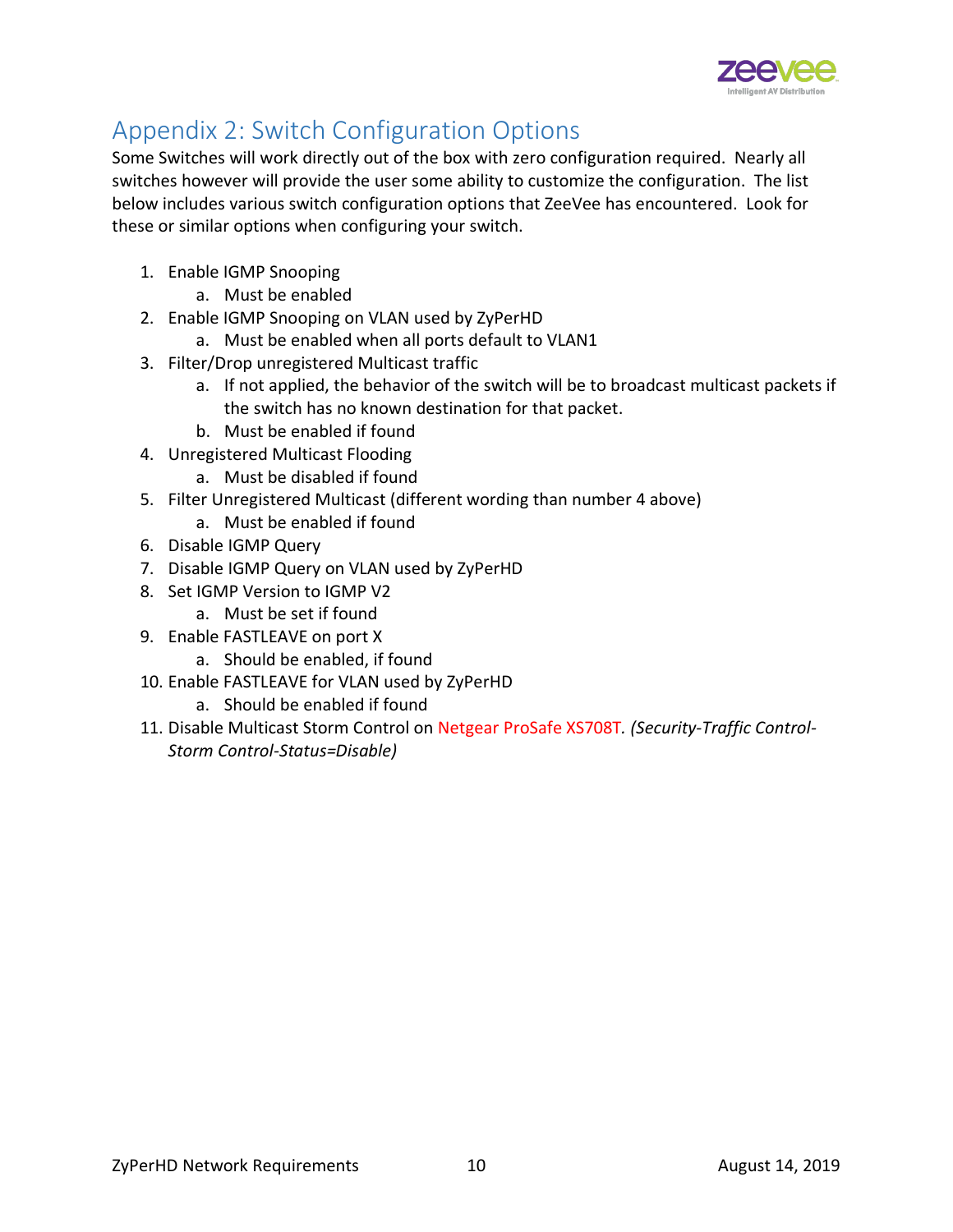## Appendix 2: Switch Configuration Options

Some Switches will work directly out of the box with zero configuration required. Nearly all switches however will provide the user some ability to customize the configuration. The list below includes various switch configuration options that ZeeVee has encountered. Look for these or similar options when configuring your switch.

1. Enable IGMP Snooping
   a. Must be enabled
2. Enable IGMP Snooping on VLAN used by ZyPerHD
   a. Must be enabled when all ports default to VLAN1
3. Filter/Drop unregistered Multicast traffic
   a. If not applied, the behavior of the switch will be to broadcast multicast packets if the switch has no known destination for that packet.
   b. Must be enabled if found
4. Unregistered Multicast Flooding
   a. Must be disabled if found
5. Filter Unregistered Multicast (different wording than number 4 above)
   a. Must be enabled if found
6. Disable IGMP Query
7. Disable IGMP Query on VLAN used by ZyPerHD
8. Set IGMP Version to IGMP V2
   a. Must be set if found
9. Enable FASTLEAVE on port X
   a. Should be enabled, if found
10. Enable FASTLEAVE for VLAN used by ZyPerHD
    a. Should be enabled if found
11. Disable Multicast Storm Control on Netgear ProSafe XS708T. *(Security-Traffic Control-Storm Control-Status=Disable)*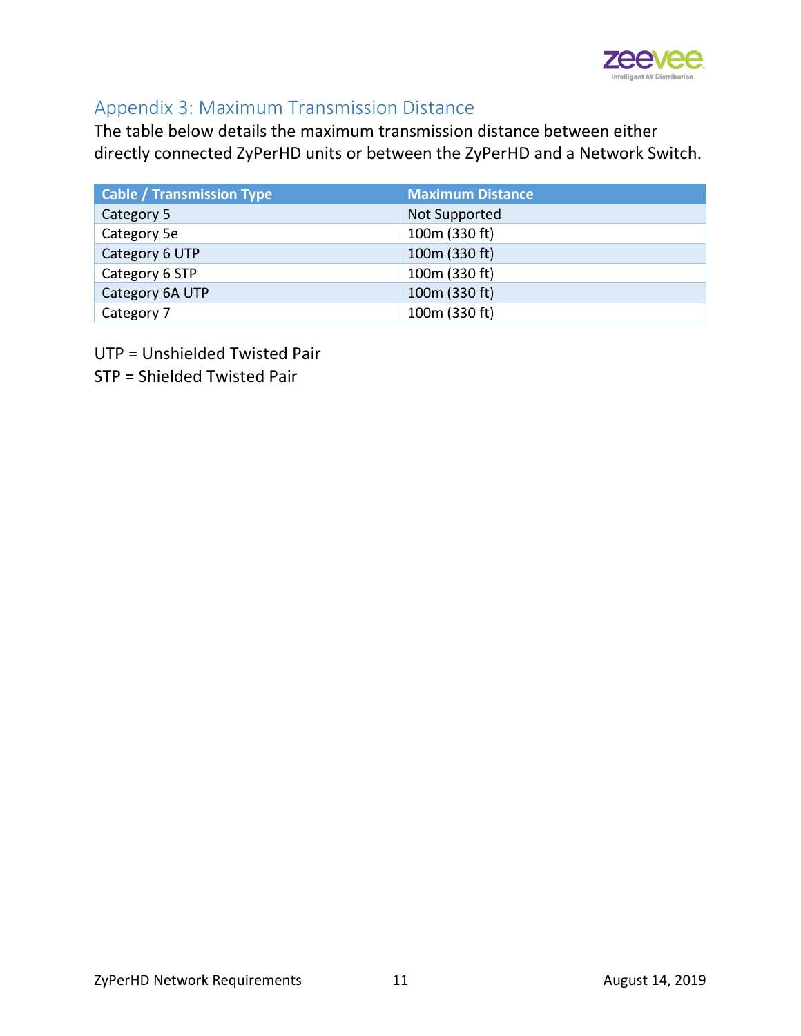## Appendix 3: Maximum Transmission Distance

The table below details the maximum transmission distance between either directly connected ZyPerHD units or between the ZyPerHD and a Network Switch.

| Cable / Transmission Type | Maximum Distance |
|---|---|
| Category 5 | Not Supported |
| Category 5e | 100m (330 ft) |
| Category 6 UTP | 100m (330 ft) |
| Category 6 STP | 100m (330 ft) |
| Category 6A UTP | 100m (330 ft) |
| Category 7 | 100m (330 ft) |

UTP = Unshielded Twisted Pair
STP = Shielded Twisted Pair